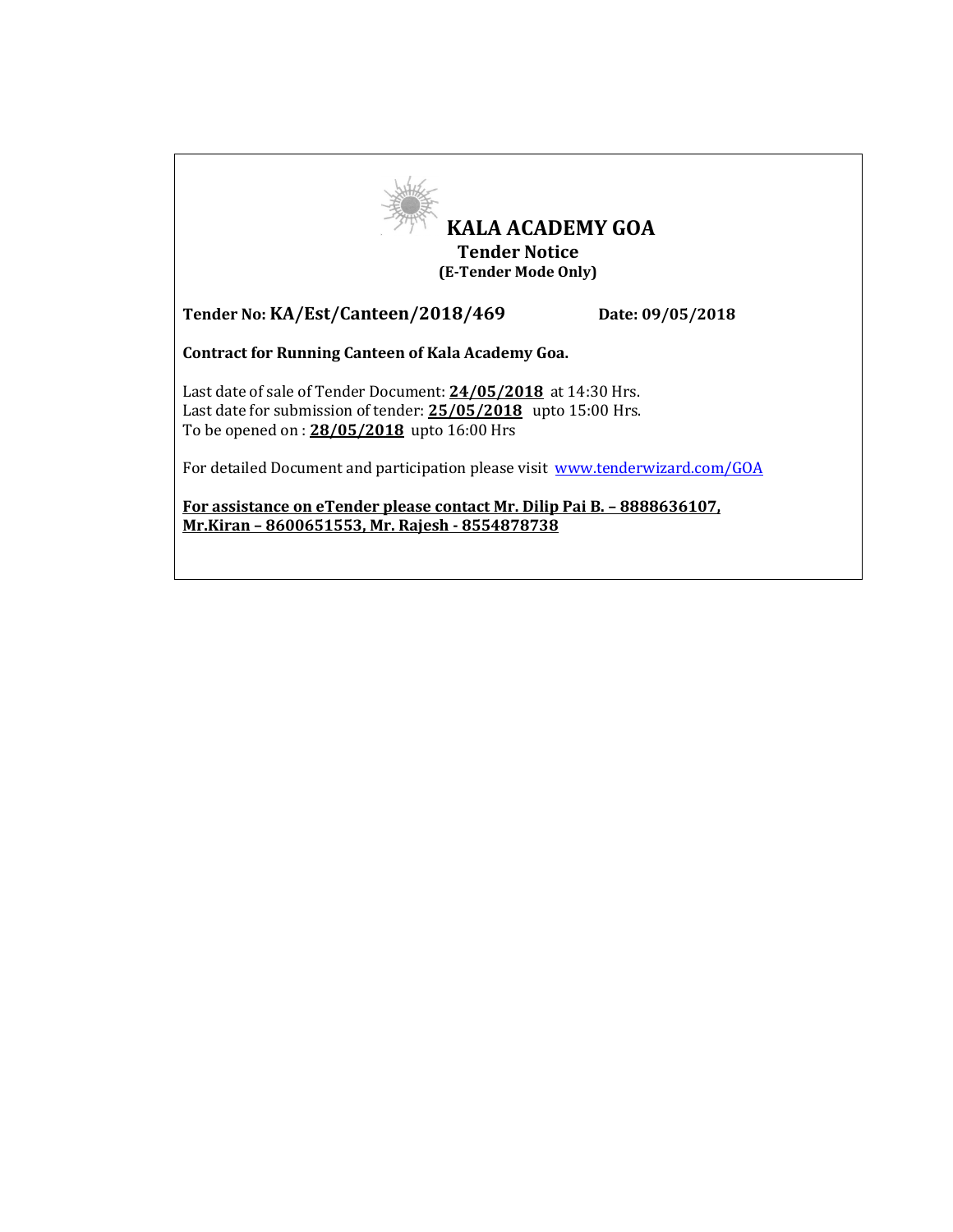# KALA ACADEMY GOA

## Tender Notice

**(E-Tender Mode Only)**

**Tender No: KA/Est/Canteen/2018/469** **Date: 09/05/2018**

**Contract for Running Canteen of Kala Academy Goa.**

Last date of sale of Tender Document: **24/05/2018** at 14:30 Hrs.
Last date for submission of tender: **25/05/2018** upto 15:00 Hrs.
To be opened on : **28/05/2018** upto 16:00 Hrs

For detailed Document and participation please visit www.tenderwizard.com/GOA

**For assistance on eTender please contact Mr. Dilip Pai B. – 8888636107, Mr.Kiran – 8600651553, Mr. Rajesh - 8554878738**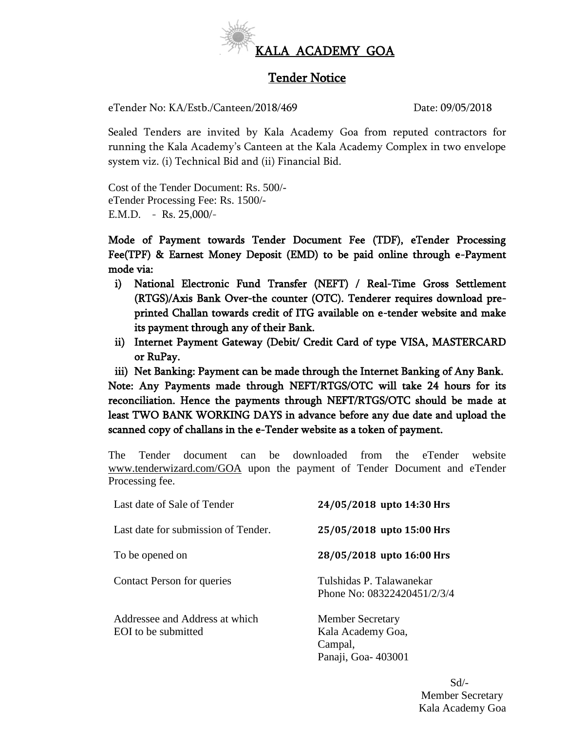# KALA ACADEMY GOA

## Tender Notice

eTender No: KA/Estb./Canteen/2018/469 Date: 09/05/2018

Sealed Tenders are invited by Kala Academy Goa from reputed contractors for running the Kala Academy's Canteen at the Kala Academy Complex in two envelope system viz. (i) Technical Bid and (ii) Financial Bid.

Cost of the Tender Document: Rs. 500/-
eTender Processing Fee: Rs. 1500/-
E.M.D. - Rs. 25,000/-

**Mode of Payment towards Tender Document Fee (TDF), eTender Processing Fee(TPF) & Earnest Money Deposit (EMD) to be paid online through e-Payment mode via:**

i) **National Electronic Fund Transfer (NEFT) / Real-Time Gross Settlement (RTGS)/Axis Bank Over-the counter (OTC). Tenderer requires download pre-printed Challan towards credit of ITG available on e-tender website and make its payment through any of their Bank.**

ii) **Internet Payment Gateway (Debit/ Credit Card of type VISA, MASTERCARD or RuPay.**

iii) **Net Banking: Payment can be made through the Internet Banking of Any Bank.**

**Note: Any Payments made through NEFT/RTGS/OTC will take 24 hours for its reconciliation. Hence the payments through NEFT/RTGS/OTC should be made at least TWO BANK WORKING DAYS in advance before any due date and upload the scanned copy of challans in the e-Tender website as a token of payment.**

The Tender document can be downloaded from the eTender website www.tenderwizard.com/GOA upon the payment of Tender Document and eTender Processing fee.

| | |
|---|---|
| Last date of Sale of Tender | **24/05/2018 upto 14:30 Hrs** |
| Last date for submission of Tender. | **25/05/2018 upto 15:00 Hrs** |
| To be opened on | **28/05/2018 upto 16:00 Hrs** |
| Contact Person for queries | Tulshidas P. Talawanekar<br>Phone No: 08322420451/2/3/4 |
| Addressee and Address at which EOI to be submitted | Member Secretary<br>Kala Academy Goa,<br>Campal,<br>Panaji, Goa- 403001 |

Sd/-
Member Secretary
Kala Academy Goa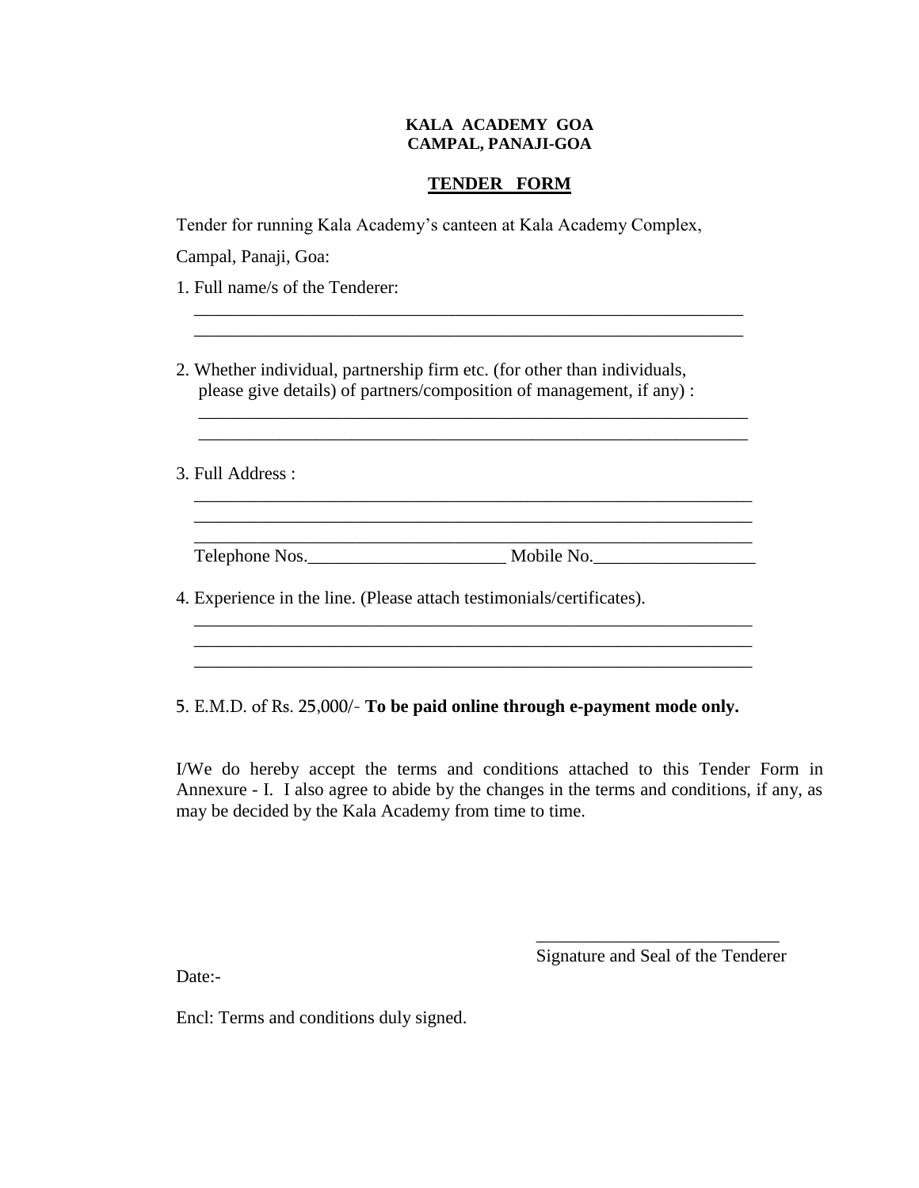**KALA ACADEMY GOA**
**CAMPAL, PANAJI-GOA**

## <u>TENDER FORM</u>

Tender for running Kala Academy's canteen at Kala Academy Complex,

Campal, Panaji, Goa:

1. Full name/s of the Tenderer:

   ________________________________________________________________
   ________________________________________________________________

2. Whether individual, partnership firm etc. (for other than individuals, please give details) of partners/composition of management, if any) :

   ________________________________________________________________
   ________________________________________________________________

3. Full Address :

   ________________________________________________________________
   ________________________________________________________________
   ________________________________________________________________

   Telephone Nos.______________________ Mobile No.__________________

4. Experience in the line. (Please attach testimonials/certificates).

   ________________________________________________________________
   ________________________________________________________________
   ________________________________________________________________

5. E.M.D. of Rs. 25,000/- **To be paid online through e-payment mode only.**

I/We do hereby accept the terms and conditions attached to this Tender Form in Annexure - I. I also agree to abide by the changes in the terms and conditions, if any, as may be decided by the Kala Academy from time to time.

___________________________
Signature and Seal of the Tenderer

Date:-

Encl: Terms and conditions duly signed.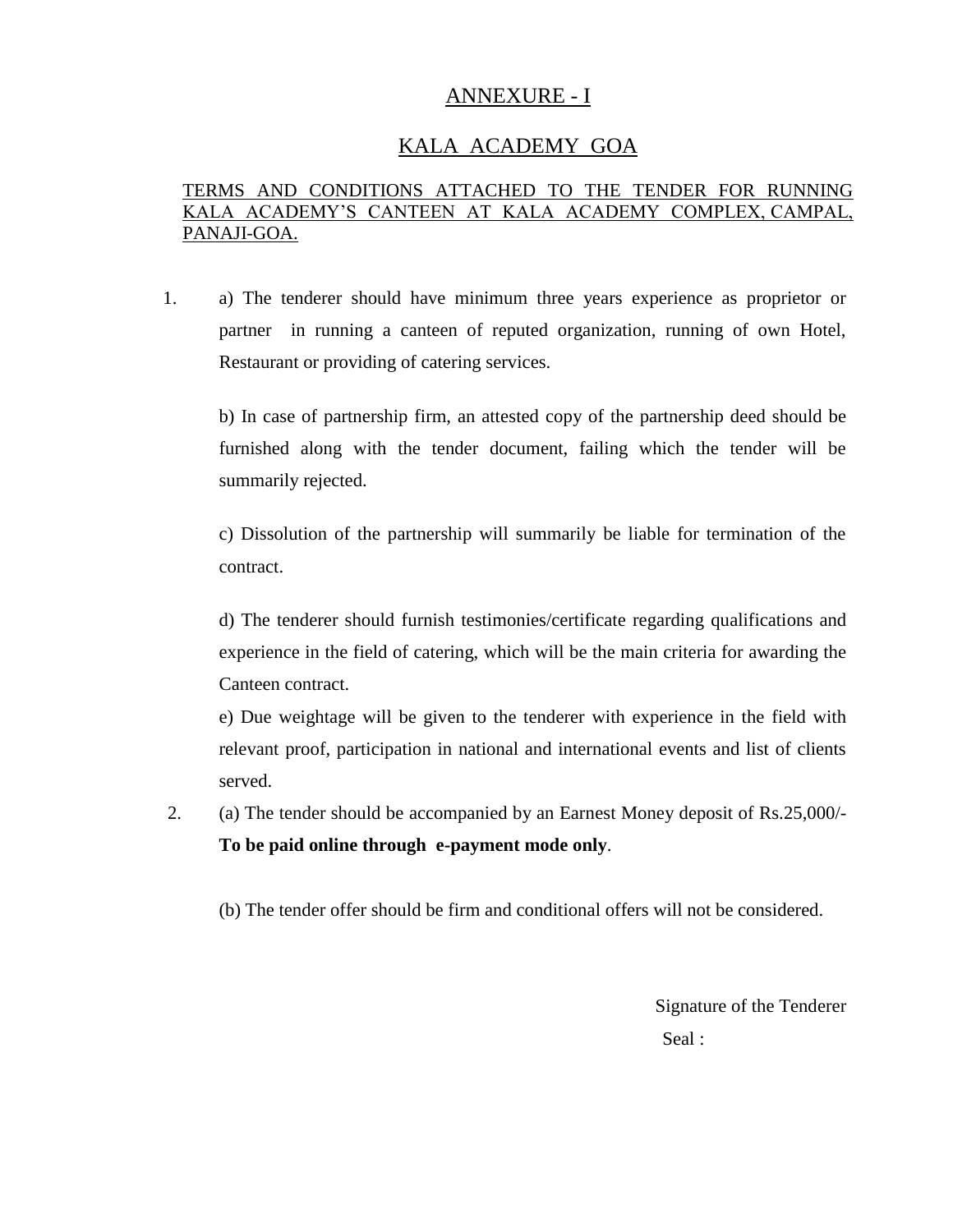## ANNEXURE - I

## KALA ACADEMY GOA

TERMS AND CONDITIONS ATTACHED TO THE TENDER FOR RUNNING KALA ACADEMY'S CANTEEN AT KALA ACADEMY COMPLEX, CAMPAL, PANAJI-GOA.

1. a) The tenderer should have minimum three years experience as proprietor or partner in running a canteen of reputed organization, running of own Hotel, Restaurant or providing of catering services.

   b) In case of partnership firm, an attested copy of the partnership deed should be furnished along with the tender document, failing which the tender will be summarily rejected.

   c) Dissolution of the partnership will summarily be liable for termination of the contract.

   d) The tenderer should furnish testimonies/certificate regarding qualifications and experience in the field of catering, which will be the main criteria for awarding the Canteen contract.

   e) Due weightage will be given to the tenderer with experience in the field with relevant proof, participation in national and international events and list of clients served.

2. (a) The tender should be accompanied by an Earnest Money deposit of Rs.25,000/- **To be paid online through e-payment mode only**.

   (b) The tender offer should be firm and conditional offers will not be considered.

Signature of the Tenderer

Seal :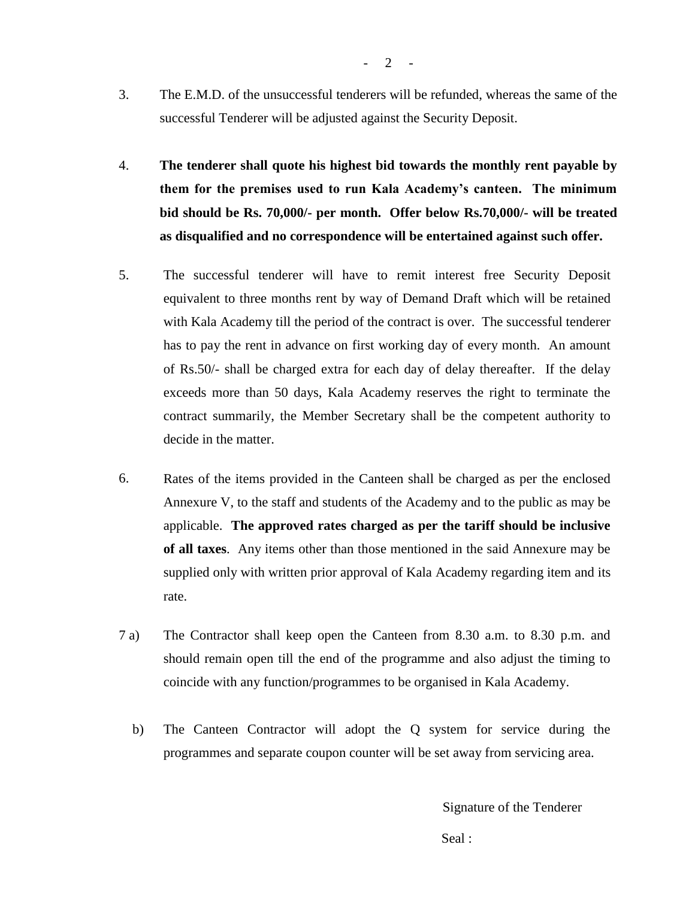3. The E.M.D. of the unsuccessful tenderers will be refunded, whereas the same of the successful Tenderer will be adjusted against the Security Deposit.

4. **The tenderer shall quote his highest bid towards the monthly rent payable by them for the premises used to run Kala Academy's canteen. The minimum bid should be Rs. 70,000/- per month. Offer below Rs.70,000/- will be treated as disqualified and no correspondence will be entertained against such offer.**

5. The successful tenderer will have to remit interest free Security Deposit equivalent to three months rent by way of Demand Draft which will be retained with Kala Academy till the period of the contract is over. The successful tenderer has to pay the rent in advance on first working day of every month. An amount of Rs.50/- shall be charged extra for each day of delay thereafter. If the delay exceeds more than 50 days, Kala Academy reserves the right to terminate the contract summarily, the Member Secretary shall be the competent authority to decide in the matter.

6. Rates of the items provided in the Canteen shall be charged as per the enclosed Annexure V, to the staff and students of the Academy and to the public as may be applicable. **The approved rates charged as per the tariff should be inclusive of all taxes**. Any items other than those mentioned in the said Annexure may be supplied only with written prior approval of Kala Academy regarding item and its rate.

7 a) The Contractor shall keep open the Canteen from 8.30 a.m. to 8.30 p.m. and should remain open till the end of the programme and also adjust the timing to coincide with any function/programmes to be organised in Kala Academy.

b) The Canteen Contractor will adopt the Q system for service during the programmes and separate coupon counter will be set away from servicing area.

Signature of the Tenderer

Seal :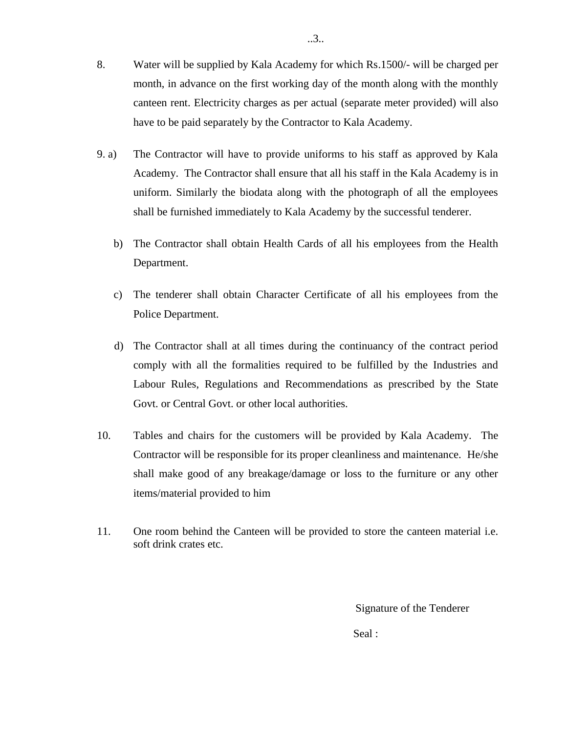8. Water will be supplied by Kala Academy for which Rs.1500/- will be charged per month, in advance on the first working day of the month along with the monthly canteen rent. Electricity charges as per actual (separate meter provided) will also have to be paid separately by the Contractor to Kala Academy.

9. a) The Contractor will have to provide uniforms to his staff as approved by Kala Academy. The Contractor shall ensure that all his staff in the Kala Academy is in uniform. Similarly the biodata along with the photograph of all the employees shall be furnished immediately to Kala Academy by the successful tenderer.

   b) The Contractor shall obtain Health Cards of all his employees from the Health Department.

   c) The tenderer shall obtain Character Certificate of all his employees from the Police Department.

   d) The Contractor shall at all times during the continuancy of the contract period comply with all the formalities required to be fulfilled by the Industries and Labour Rules, Regulations and Recommendations as prescribed by the State Govt. or Central Govt. or other local authorities.

10. Tables and chairs for the customers will be provided by Kala Academy. The Contractor will be responsible for its proper cleanliness and maintenance. He/she shall make good of any breakage/damage or loss to the furniture or any other items/material provided to him

11. One room behind the Canteen will be provided to store the canteen material i.e. soft drink crates etc.

Signature of the Tenderer

Seal :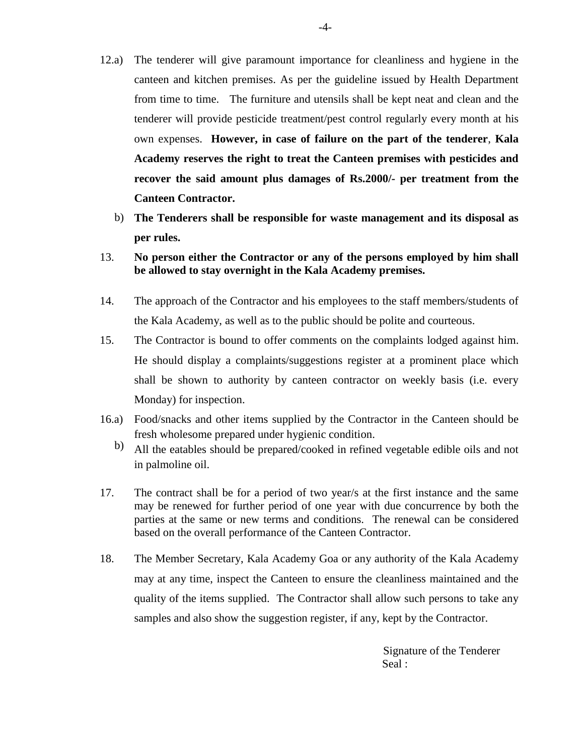12.a) The tenderer will give paramount importance for cleanliness and hygiene in the canteen and kitchen premises. As per the guideline issued by Health Department from time to time. The furniture and utensils shall be kept neat and clean and the tenderer will provide pesticide treatment/pest control regularly every month at his own expenses. **However, in case of failure on the part of the tenderer**, **Kala Academy reserves the right to treat the Canteen premises with pesticides and recover the said amount plus damages of Rs.2000/- per treatment from the Canteen Contractor.**

b) **The Tenderers shall be responsible for waste management and its disposal as per rules.**

13. **No person either the Contractor or any of the persons employed by him shall be allowed to stay overnight in the Kala Academy premises.**

14. The approach of the Contractor and his employees to the staff members/students of the Kala Academy, as well as to the public should be polite and courteous.

15. The Contractor is bound to offer comments on the complaints lodged against him. He should display a complaints/suggestions register at a prominent place which shall be shown to authority by canteen contractor on weekly basis (i.e. every Monday) for inspection.

16.a) Food/snacks and other items supplied by the Contractor in the Canteen should be fresh wholesome prepared under hygienic condition.

b) All the eatables should be prepared/cooked in refined vegetable edible oils and not in palmoline oil.

17. The contract shall be for a period of two year/s at the first instance and the same may be renewed for further period of one year with due concurrence by both the parties at the same or new terms and conditions. The renewal can be considered based on the overall performance of the Canteen Contractor.

18. The Member Secretary, Kala Academy Goa or any authority of the Kala Academy may at any time, inspect the Canteen to ensure the cleanliness maintained and the quality of the items supplied. The Contractor shall allow such persons to take any samples and also show the suggestion register, if any, kept by the Contractor.

Signature of the Tenderer
Seal :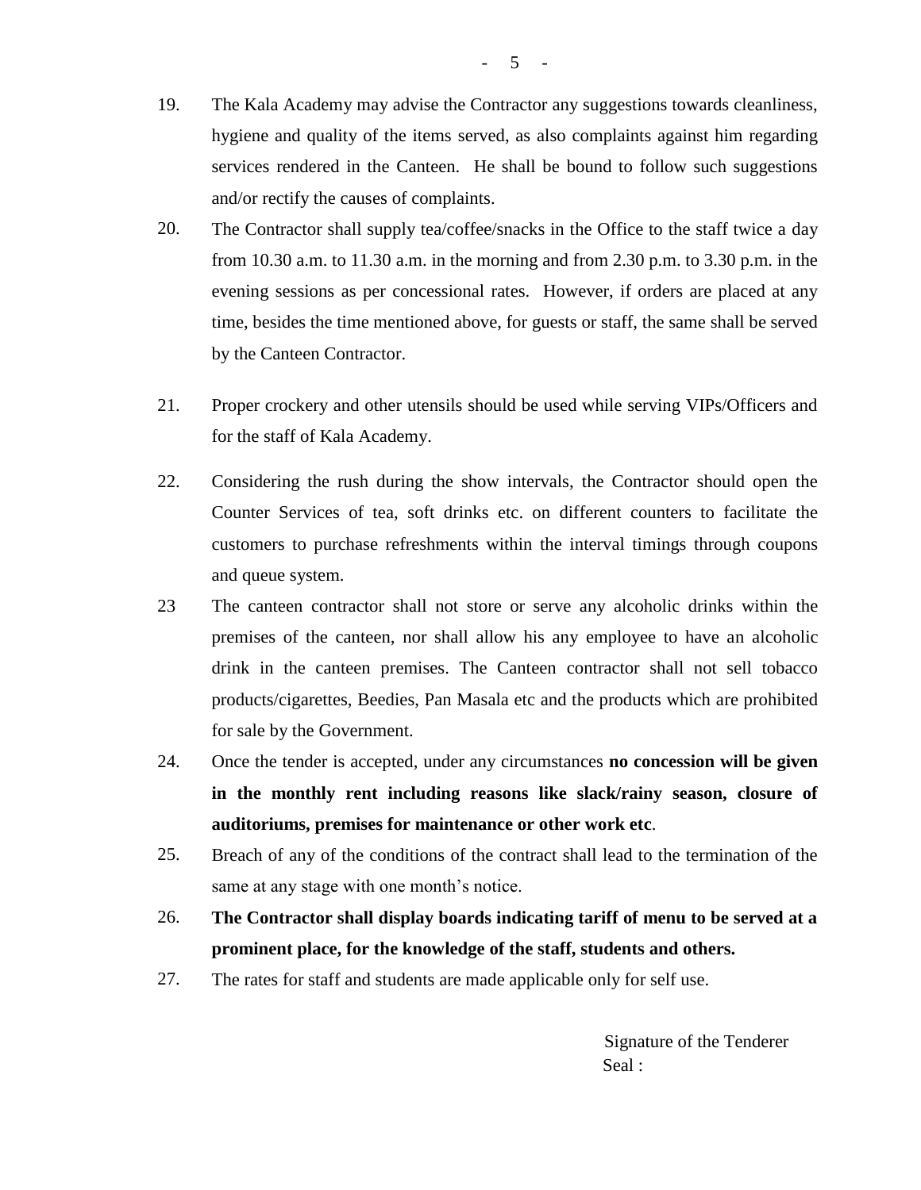19. The Kala Academy may advise the Contractor any suggestions towards cleanliness, hygiene and quality of the items served, as also complaints against him regarding services rendered in the Canteen. He shall be bound to follow such suggestions and/or rectify the causes of complaints.

20. The Contractor shall supply tea/coffee/snacks in the Office to the staff twice a day from 10.30 a.m. to 11.30 a.m. in the morning and from 2.30 p.m. to 3.30 p.m. in the evening sessions as per concessional rates. However, if orders are placed at any time, besides the time mentioned above, for guests or staff, the same shall be served by the Canteen Contractor.

21. Proper crockery and other utensils should be used while serving VIPs/Officers and for the staff of Kala Academy.

22. Considering the rush during the show intervals, the Contractor should open the Counter Services of tea, soft drinks etc. on different counters to facilitate the customers to purchase refreshments within the interval timings through coupons and queue system.

23 The canteen contractor shall not store or serve any alcoholic drinks within the premises of the canteen, nor shall allow his any employee to have an alcoholic drink in the canteen premises. The Canteen contractor shall not sell tobacco products/cigarettes, Beedies, Pan Masala etc and the products which are prohibited for sale by the Government.

24. Once the tender is accepted, under any circumstances **no concession will be given in the monthly rent including reasons like slack/rainy season, closure of auditoriums, premises for maintenance or other work etc**.

25. Breach of any of the conditions of the contract shall lead to the termination of the same at any stage with one month's notice.

26. **The Contractor shall display boards indicating tariff of menu to be served at a prominent place, for the knowledge of the staff, students and others.**

27. The rates for staff and students are made applicable only for self use.

Signature of the Tenderer

Seal :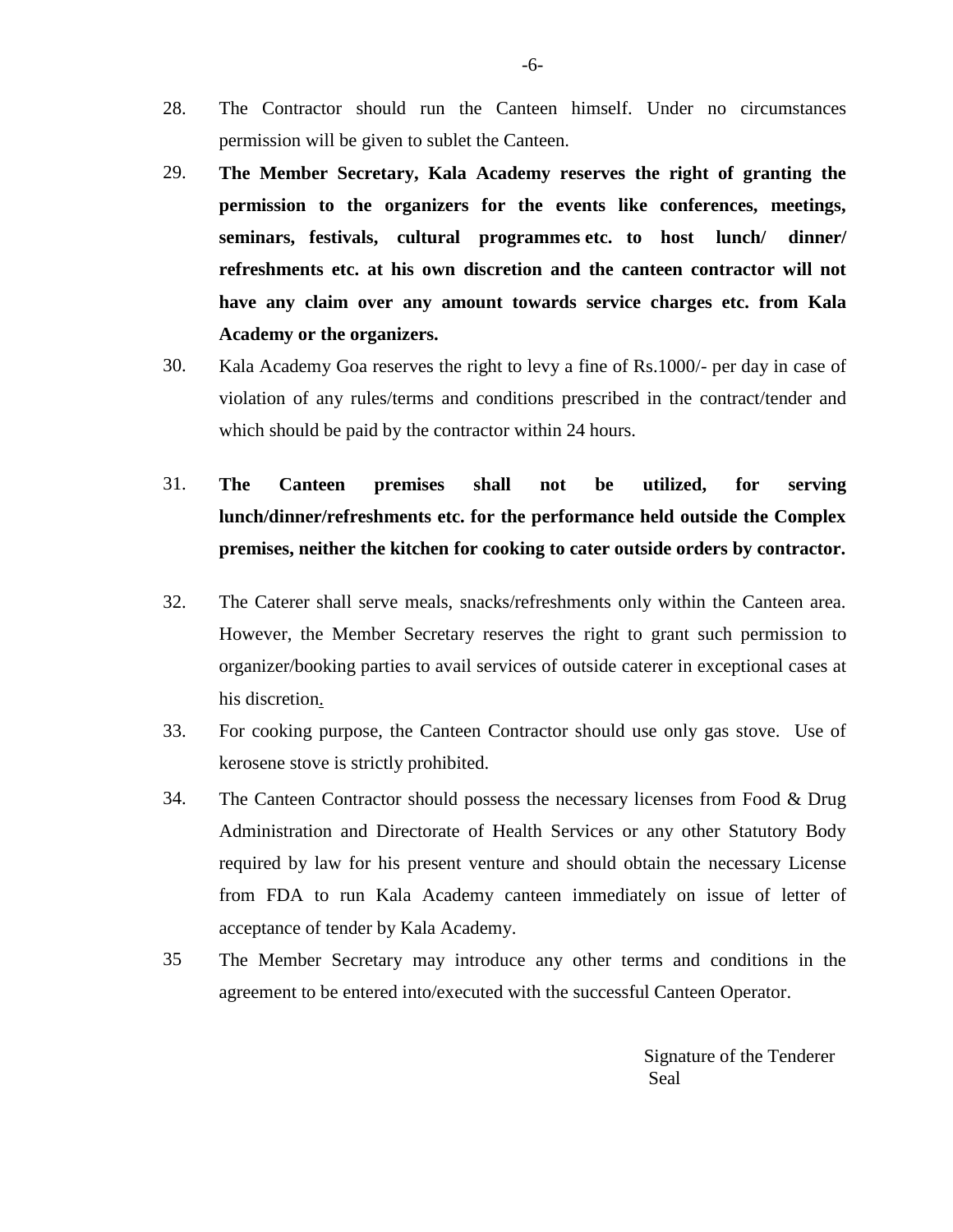28. The Contractor should run the Canteen himself. Under no circumstances permission will be given to sublet the Canteen.

29. **The Member Secretary, Kala Academy reserves the right of granting the permission to the organizers for the events like conferences, meetings, seminars, festivals, cultural programmes etc. to host lunch/ dinner/ refreshments etc. at his own discretion and the canteen contractor will not have any claim over any amount towards service charges etc. from Kala Academy or the organizers.**

30. Kala Academy Goa reserves the right to levy a fine of Rs.1000/- per day in case of violation of any rules/terms and conditions prescribed in the contract/tender and which should be paid by the contractor within 24 hours.

31. **The Canteen premises shall not be utilized, for serving lunch/dinner/refreshments etc. for the performance held outside the Complex premises, neither the kitchen for cooking to cater outside orders by contractor.**

32. The Caterer shall serve meals, snacks/refreshments only within the Canteen area. However, the Member Secretary reserves the right to grant such permission to organizer/booking parties to avail services of outside caterer in exceptional cases at his discretion.

33. For cooking purpose, the Canteen Contractor should use only gas stove. Use of kerosene stove is strictly prohibited.

34. The Canteen Contractor should possess the necessary licenses from Food & Drug Administration and Directorate of Health Services or any other Statutory Body required by law for his present venture and should obtain the necessary License from FDA to run Kala Academy canteen immediately on issue of letter of acceptance of tender by Kala Academy.

35 The Member Secretary may introduce any other terms and conditions in the agreement to be entered into/executed with the successful Canteen Operator.

Signature of the Tenderer
Seal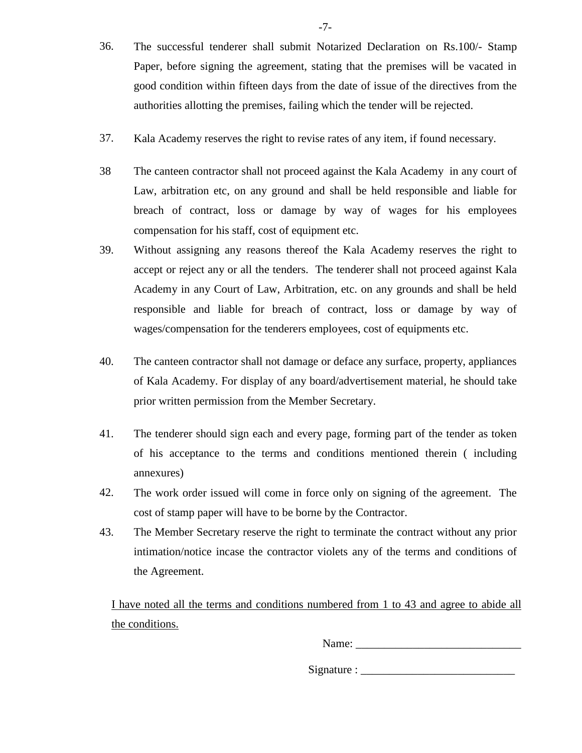36. The successful tenderer shall submit Notarized Declaration on Rs.100/- Stamp Paper, before signing the agreement, stating that the premises will be vacated in good condition within fifteen days from the date of issue of the directives from the authorities allotting the premises, failing which the tender will be rejected.

37. Kala Academy reserves the right to revise rates of any item, if found necessary.

38 The canteen contractor shall not proceed against the Kala Academy in any court of Law, arbitration etc, on any ground and shall be held responsible and liable for breach of contract, loss or damage by way of wages for his employees compensation for his staff, cost of equipment etc.

39. Without assigning any reasons thereof the Kala Academy reserves the right to accept or reject any or all the tenders. The tenderer shall not proceed against Kala Academy in any Court of Law, Arbitration, etc. on any grounds and shall be held responsible and liable for breach of contract, loss or damage by way of wages/compensation for the tenderers employees, cost of equipments etc.

40. The canteen contractor shall not damage or deface any surface, property, appliances of Kala Academy. For display of any board/advertisement material, he should take prior written permission from the Member Secretary.

41. The tenderer should sign each and every page, forming part of the tender as token of his acceptance to the terms and conditions mentioned therein ( including annexures)

42. The work order issued will come in force only on signing of the agreement. The cost of stamp paper will have to be borne by the Contractor.

43. The Member Secretary reserve the right to terminate the contract without any prior intimation/notice incase the contractor violets any of the terms and conditions of the Agreement.

I have noted all the terms and conditions numbered from 1 to 43 and agree to abide all the conditions.

Name: _____________________________

Signature : ___________________________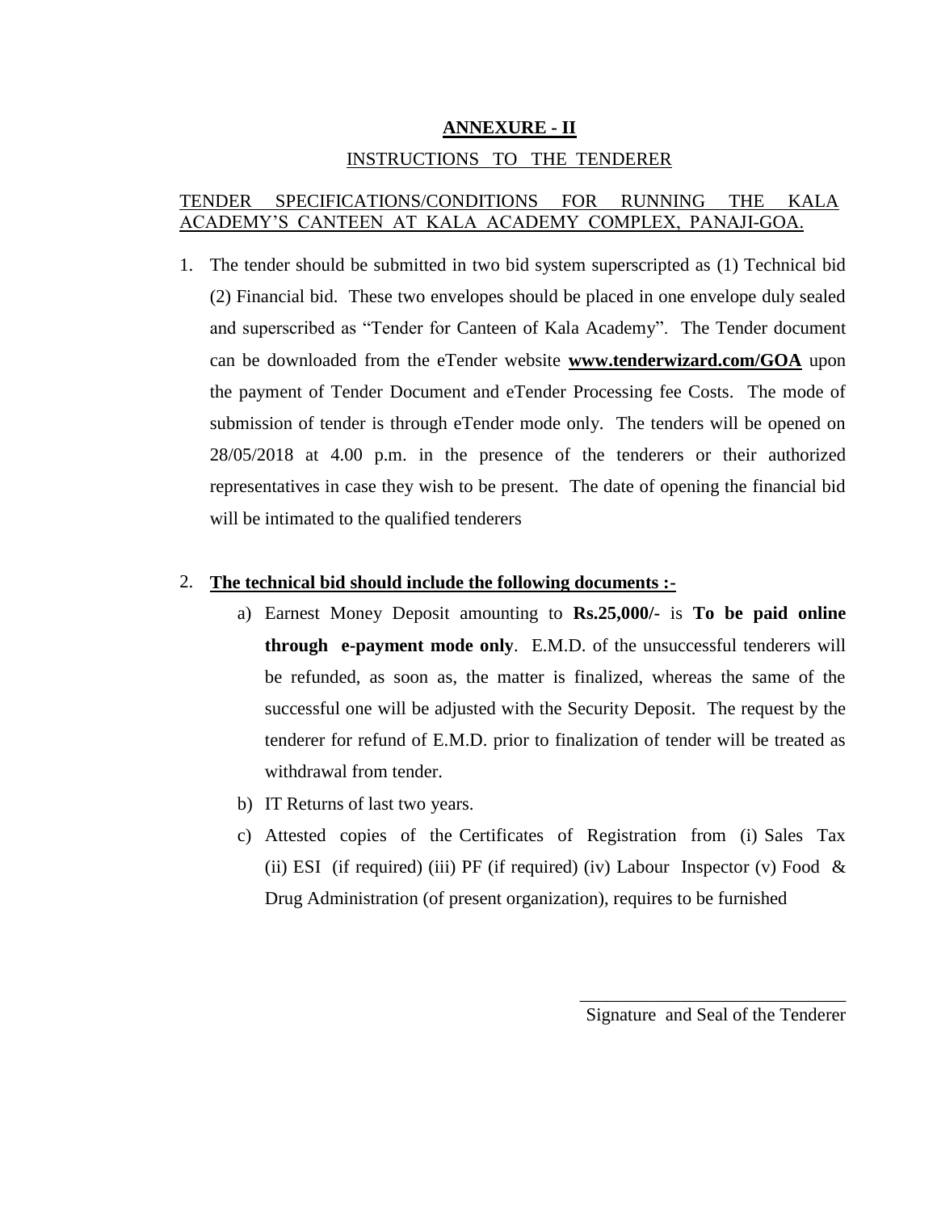## ANNEXURE - II

INSTRUCTIONS TO THE TENDERER

TENDER SPECIFICATIONS/CONDITIONS FOR RUNNING THE KALA ACADEMY'S CANTEEN AT KALA ACADEMY COMPLEX, PANAJI-GOA.

1. The tender should be submitted in two bid system superscripted as (1) Technical bid (2) Financial bid. These two envelopes should be placed in one envelope duly sealed and superscribed as "Tender for Canteen of Kala Academy". The Tender document can be downloaded from the eTender website **www.tenderwizard.com/GOA** upon the payment of Tender Document and eTender Processing fee Costs. The mode of submission of tender is through eTender mode only. The tenders will be opened on 28/05/2018 at 4.00 p.m. in the presence of the tenderers or their authorized representatives in case they wish to be present. The date of opening the financial bid will be intimated to the qualified tenderers

2. **The technical bid should include the following documents :-**
   a) Earnest Money Deposit amounting to **Rs.25,000/-** is **To be paid online through e-payment mode only**. E.M.D. of the unsuccessful tenderers will be refunded, as soon as, the matter is finalized, whereas the same of the successful one will be adjusted with the Security Deposit. The request by the tenderer for refund of E.M.D. prior to finalization of tender will be treated as withdrawal from tender.
   b) IT Returns of last two years.
   c) Attested copies of the Certificates of Registration from (i) Sales Tax (ii) ESI (if required) (iii) PF (if required) (iv) Labour Inspector (v) Food & Drug Administration (of present organization), requires to be furnished

Signature and Seal of the Tenderer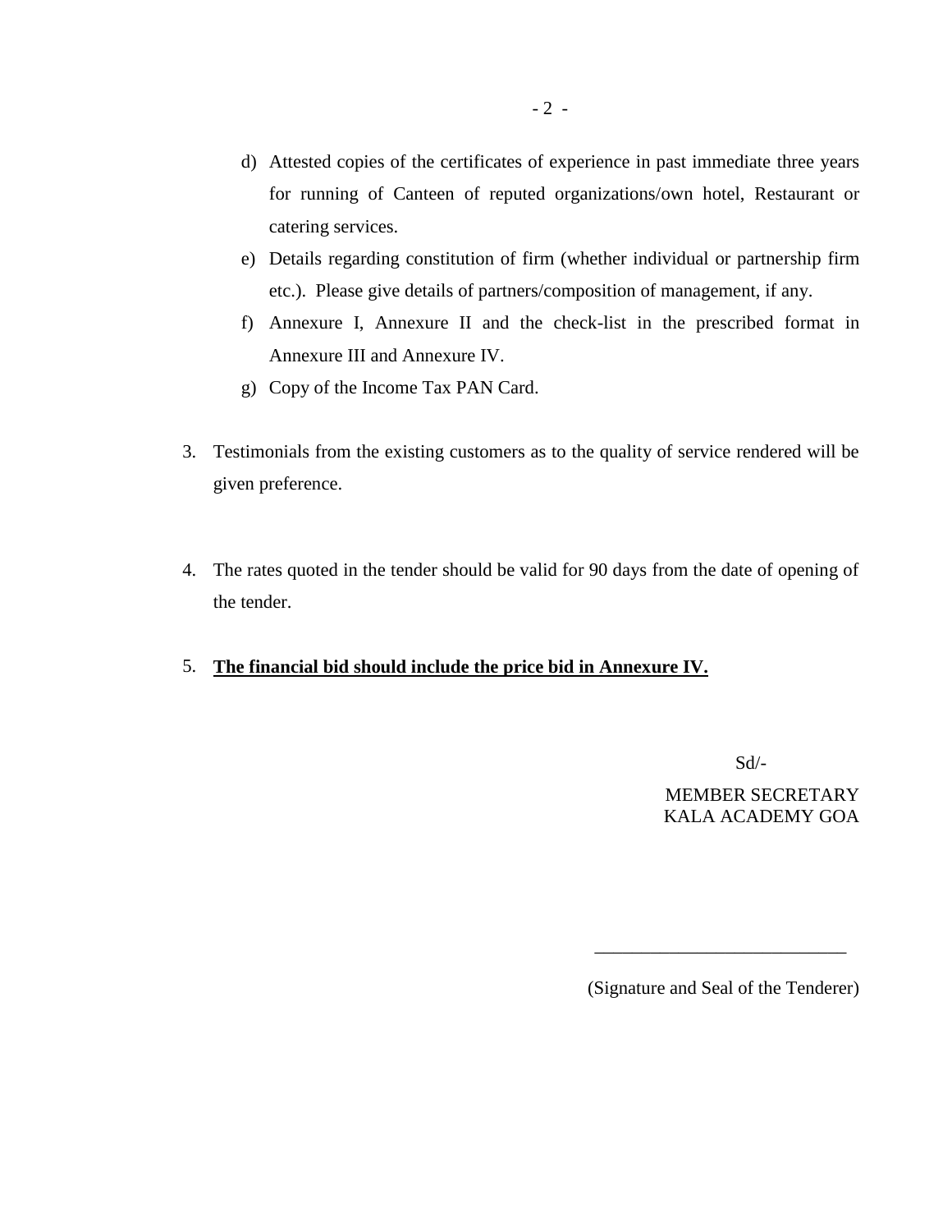d) Attested copies of the certificates of experience in past immediate three years for running of Canteen of reputed organizations/own hotel, Restaurant or catering services.

e) Details regarding constitution of firm (whether individual or partnership firm etc.). Please give details of partners/composition of management, if any.

f) Annexure I, Annexure II and the check-list in the prescribed format in Annexure III and Annexure IV.

g) Copy of the Income Tax PAN Card.

3. Testimonials from the existing customers as to the quality of service rendered will be given preference.

4. The rates quoted in the tender should be valid for 90 days from the date of opening of the tender.

5. **The financial bid should include the price bid in Annexure IV.**

Sd/-

MEMBER SECRETARY
KALA ACADEMY GOA

___________________________

(Signature and Seal of the Tenderer)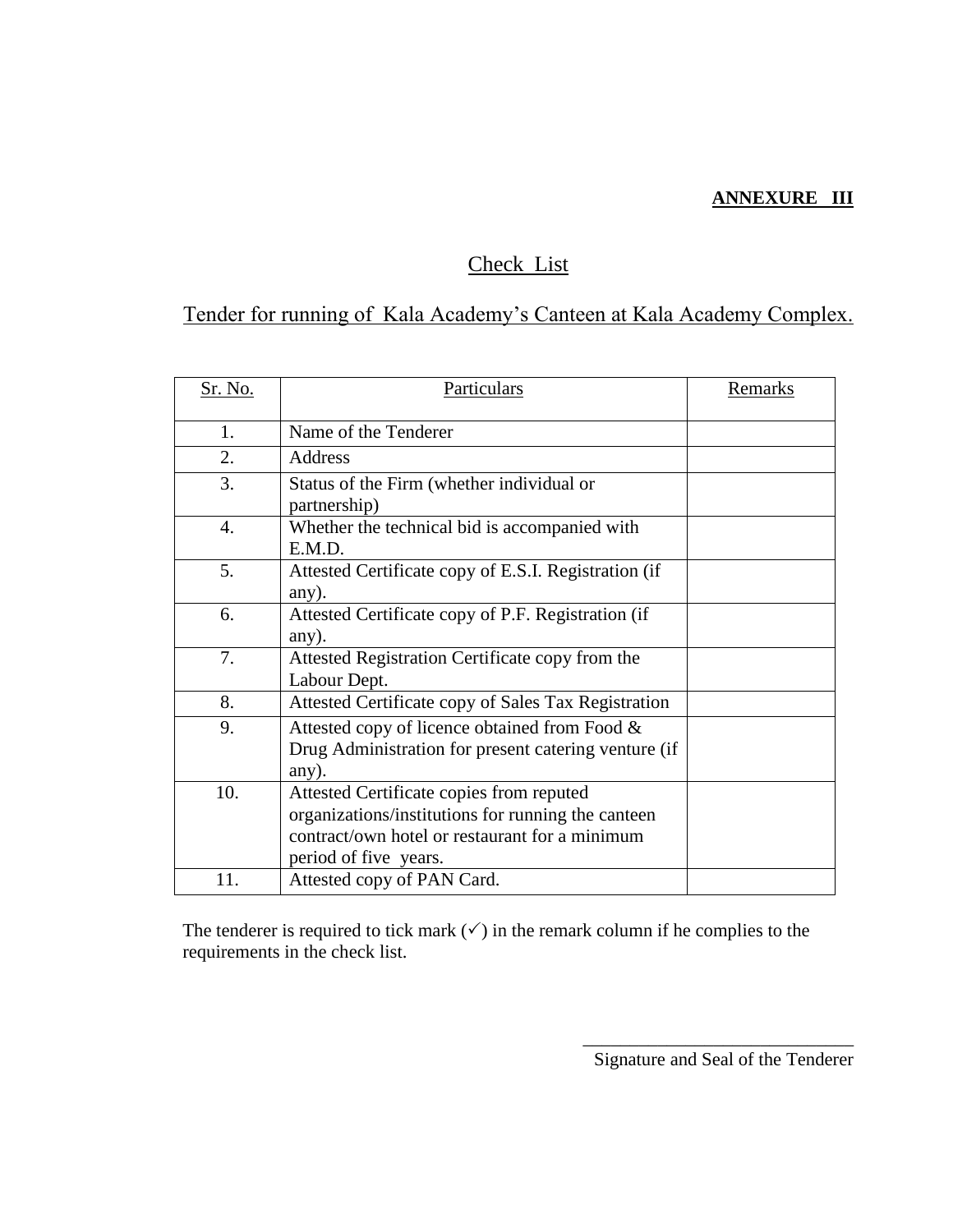**ANNEXURE III**

## Check List

## Tender for running of Kala Academy's Canteen at Kala Academy Complex.

| Sr. No. | Particulars | Remarks |
|---|---|---|
| 1. | Name of the Tenderer | |
| 2. | Address | |
| 3. | Status of the Firm (whether individual or partnership) | |
| 4. | Whether the technical bid is accompanied with E.M.D. | |
| 5. | Attested Certificate copy of E.S.I. Registration (if any). | |
| 6. | Attested Certificate copy of P.F. Registration (if any). | |
| 7. | Attested Registration Certificate copy from the Labour Dept. | |
| 8. | Attested Certificate copy of Sales Tax Registration | |
| 9. | Attested copy of licence obtained from Food & Drug Administration for present catering venture (if any). | |
| 10. | Attested Certificate copies from reputed organizations/institutions for running the canteen contract/own hotel or restaurant for a minimum period of five years. | |
| 11. | Attested copy of PAN Card. | |

The tenderer is required to tick mark (✓) in the remark column if he complies to the requirements in the check list.

_______________________________
Signature and Seal of the Tenderer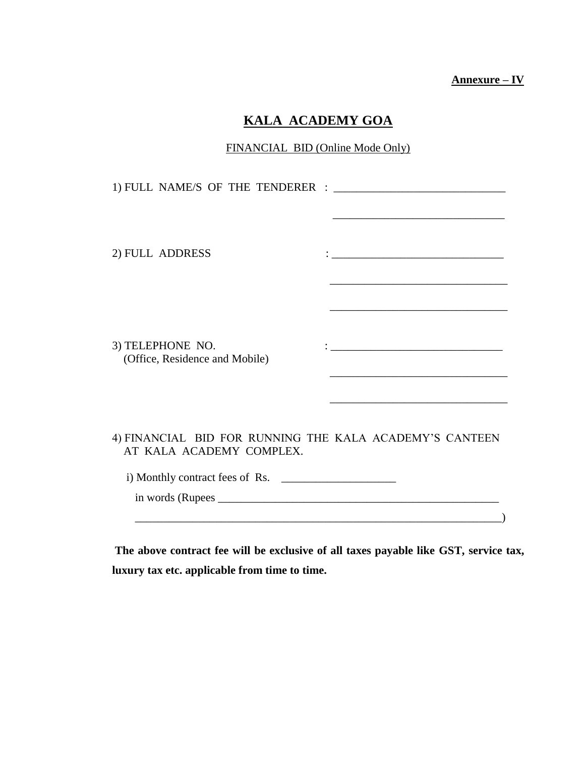**Annexure – IV**

# KALA ACADEMY GOA

FINANCIAL BID (Online Mode Only)

1) FULL NAME/S OF THE TENDERER : ______________________________

______________________________

2) FULL ADDRESS : ______________________________

______________________________

______________________________

3) TELEPHONE NO. : ______________________________
(Office, Residence and Mobile)

______________________________

______________________________

4) FINANCIAL BID FOR RUNNING THE KALA ACADEMY'S CANTEEN AT KALA ACADEMY COMPLEX.

i) Monthly contract fees of Rs. ____________________

in words (Rupees ____________________________________________________

_________________________________________________________________)

**The above contract fee will be exclusive of all taxes payable like GST, service tax, luxury tax etc. applicable from time to time.**